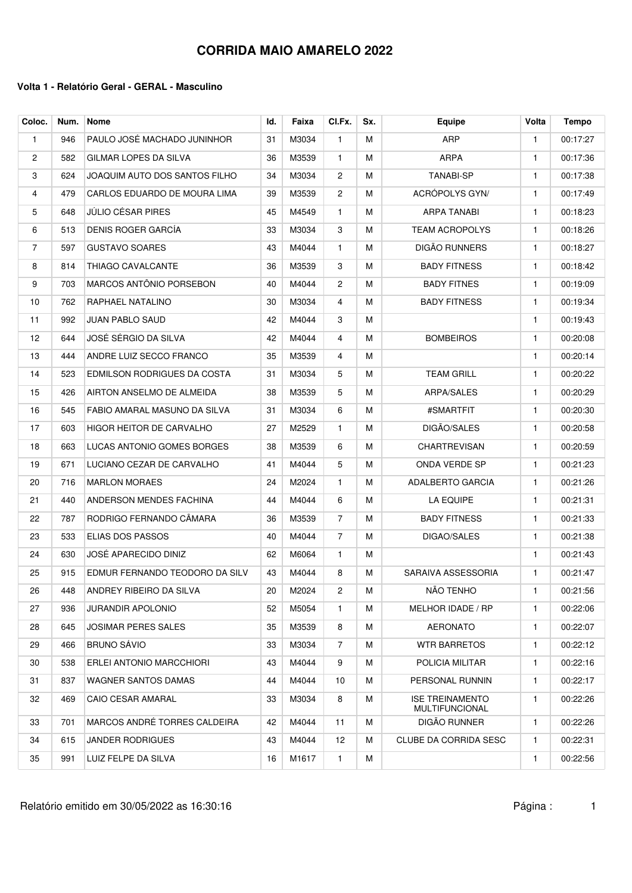# CORRIDA MAIO AMARELO 2022

**Volta 1 - Relatório Geral - GERAL - Masculino**

| Coloc. | Num. | Nome | Id. | Faixa | Cl.Fx. | Sx. | Equipe | Volta | Tempo |
|---|---|---|---|---|---|---|---|---|---|
| 1 | 946 | PAULO JOSÉ MACHADO JUNINHOR | 31 | M3034 | 1 | M | ARP | 1 | 00:17:27 |
| 2 | 582 | GILMAR LOPES DA SILVA | 36 | M3539 | 1 | M | ARPA | 1 | 00:17:36 |
| 3 | 624 | JOAQUIM AUTO DOS SANTOS FILHO | 34 | M3034 | 2 | M | TANABI-SP | 1 | 00:17:38 |
| 4 | 479 | CARLOS EDUARDO DE MOURA LIMA | 39 | M3539 | 2 | M | ACRÓPOLYS GYN/ | 1 | 00:17:49 |
| 5 | 648 | JÚLIO CÉSAR PIRES | 45 | M4549 | 1 | M | ARPA TANABI | 1 | 00:18:23 |
| 6 | 513 | DENIS ROGER GARCÍA | 33 | M3034 | 3 | M | TEAM ACROPOLYS | 1 | 00:18:26 |
| 7 | 597 | GUSTAVO SOARES | 43 | M4044 | 1 | M | DIGÃO RUNNERS | 1 | 00:18:27 |
| 8 | 814 | THIAGO CAVALCANTE | 36 | M3539 | 3 | M | BADY FITNESS | 1 | 00:18:42 |
| 9 | 703 | MARCOS ANTÔNIO PORSEBON | 40 | M4044 | 2 | M | BADY FITNES | 1 | 00:19:09 |
| 10 | 762 | RAPHAEL NATALINO | 30 | M3034 | 4 | M | BADY FITNESS | 1 | 00:19:34 |
| 11 | 992 | JUAN PABLO SAUD | 42 | M4044 | 3 | M | | 1 | 00:19:43 |
| 12 | 644 | JOSÉ SÉRGIO DA SILVA | 42 | M4044 | 4 | M | BOMBEIROS | 1 | 00:20:08 |
| 13 | 444 | ANDRE LUIZ SECCO FRANCO | 35 | M3539 | 4 | M | | 1 | 00:20:14 |
| 14 | 523 | EDMILSON RODRIGUES DA COSTA | 31 | M3034 | 5 | M | TEAM GRILL | 1 | 00:20:22 |
| 15 | 426 | AIRTON ANSELMO DE ALMEIDA | 38 | M3539 | 5 | M | ARPA/SALES | 1 | 00:20:29 |
| 16 | 545 | FABIO AMARAL MASUNO DA SILVA | 31 | M3034 | 6 | M | #SMARTFIT | 1 | 00:20:30 |
| 17 | 603 | HIGOR HEITOR DE CARVALHO | 27 | M2529 | 1 | M | DIGÃO/SALES | 1 | 00:20:58 |
| 18 | 663 | LUCAS ANTONIO GOMES BORGES | 38 | M3539 | 6 | M | CHARTREVISAN | 1 | 00:20:59 |
| 19 | 671 | LUCIANO CEZAR DE CARVALHO | 41 | M4044 | 5 | M | ONDA VERDE SP | 1 | 00:21:23 |
| 20 | 716 | MARLON MORAES | 24 | M2024 | 1 | M | ADALBERTO GARCIA | 1 | 00:21:26 |
| 21 | 440 | ANDERSON MENDES FACHINA | 44 | M4044 | 6 | M | LA EQUIPE | 1 | 00:21:31 |
| 22 | 787 | RODRIGO FERNANDO CÂMARA | 36 | M3539 | 7 | M | BADY FITNESS | 1 | 00:21:33 |
| 23 | 533 | ELIAS DOS PASSOS | 40 | M4044 | 7 | M | DIGAO/SALES | 1 | 00:21:38 |
| 24 | 630 | JOSÉ APARECIDO DINIZ | 62 | M6064 | 1 | M | | 1 | 00:21:43 |
| 25 | 915 | EDMUR FERNANDO TEODORO DA SILV | 43 | M4044 | 8 | M | SARAIVA ASSESSORIA | 1 | 00:21:47 |
| 26 | 448 | ANDREY RIBEIRO DA SILVA | 20 | M2024 | 2 | M | NÃO TENHO | 1 | 00:21:56 |
| 27 | 936 | JURANDIR APOLONIO | 52 | M5054 | 1 | M | MELHOR IDADE / RP | 1 | 00:22:06 |
| 28 | 645 | JOSIMAR PERES SALES | 35 | M3539 | 8 | M | AERONATO | 1 | 00:22:07 |
| 29 | 466 | BRUNO SÁVIO | 33 | M3034 | 7 | M | WTR BARRETOS | 1 | 00:22:12 |
| 30 | 538 | ERLEI ANTONIO MARCCHIORI | 43 | M4044 | 9 | M | POLICIA MILITAR | 1 | 00:22:16 |
| 31 | 837 | WAGNER SANTOS DAMAS | 44 | M4044 | 10 | M | PERSONAL RUNNIN | 1 | 00:22:17 |
| 32 | 469 | CAIO CESAR AMARAL | 33 | M3034 | 8 | M | ISE TREINAMENTO MULTIFUNCIONAL | 1 | 00:22:26 |
| 33 | 701 | MARCOS ANDRÉ TORRES CALDEIRA | 42 | M4044 | 11 | M | DIGÃO RUNNER | 1 | 00:22:26 |
| 34 | 615 | JANDER RODRIGUES | 43 | M4044 | 12 | M | CLUBE DA CORRIDA SESC | 1 | 00:22:31 |
| 35 | 991 | LUIZ FELPE DA SILVA | 16 | M1617 | 1 | M | | 1 | 00:22:56 |

Relatório emitido em 30/05/2022 as 16:30:16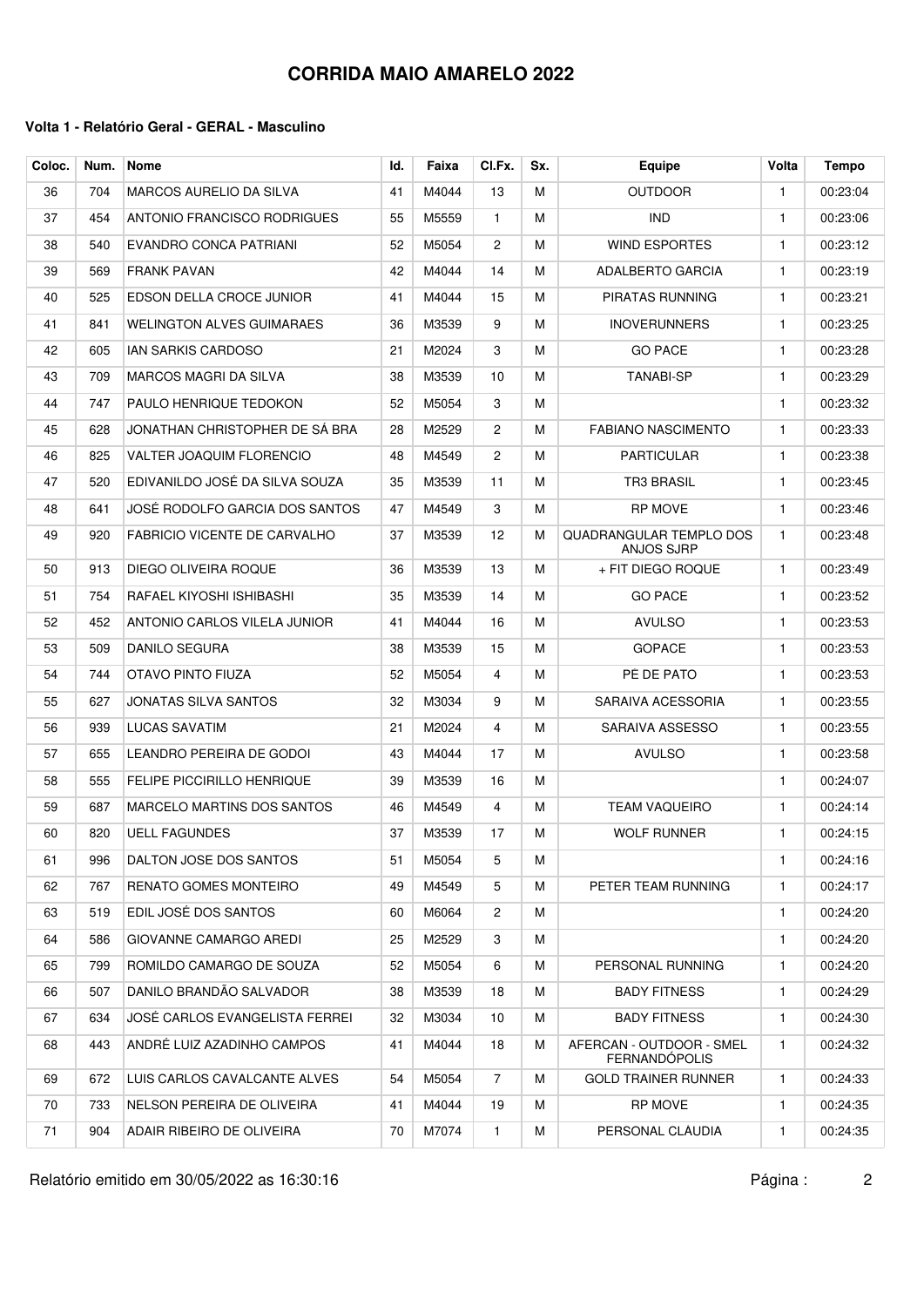# CORRIDA MAIO AMARELO 2022

### Volta 1 - Relatório Geral - GERAL - Masculino

| Coloc. | Num. | Nome | Id. | Faixa | Cl.Fx. | Sx. | Equipe | Volta | Tempo |
|---|---|---|---|---|---|---|---|---|---|
| 36 | 704 | MARCOS AURELIO DA SILVA | 41 | M4044 | 13 | M | OUTDOOR | 1 | 00:23:04 |
| 37 | 454 | ANTONIO FRANCISCO RODRIGUES | 55 | M5559 | 1 | M | IND | 1 | 00:23:06 |
| 38 | 540 | EVANDRO CONCA PATRIANI | 52 | M5054 | 2 | M | WIND ESPORTES | 1 | 00:23:12 |
| 39 | 569 | FRANK PAVAN | 42 | M4044 | 14 | M | ADALBERTO GARCIA | 1 | 00:23:19 |
| 40 | 525 | EDSON DELLA CROCE JUNIOR | 41 | M4044 | 15 | M | PIRATAS RUNNING | 1 | 00:23:21 |
| 41 | 841 | WELINGTON ALVES GUIMARAES | 36 | M3539 | 9 | M | INOVERUNNERS | 1 | 00:23:25 |
| 42 | 605 | IAN SARKIS CARDOSO | 21 | M2024 | 3 | M | GO PACE | 1 | 00:23:28 |
| 43 | 709 | MARCOS MAGRI DA SILVA | 38 | M3539 | 10 | M | TANABI-SP | 1 | 00:23:29 |
| 44 | 747 | PAULO HENRIQUE TEDOKON | 52 | M5054 | 3 | M | | 1 | 00:23:32 |
| 45 | 628 | JONATHAN CHRISTOPHER DE SÁ BRA | 28 | M2529 | 2 | M | FABIANO NASCIMENTO | 1 | 00:23:33 |
| 46 | 825 | VALTER JOAQUIM FLORENCIO | 48 | M4549 | 2 | M | PARTICULAR | 1 | 00:23:38 |
| 47 | 520 | EDIVANILDO JOSÉ DA SILVA SOUZA | 35 | M3539 | 11 | M | TR3 BRASIL | 1 | 00:23:45 |
| 48 | 641 | JOSÉ RODOLFO GARCIA DOS SANTOS | 47 | M4549 | 3 | M | RP MOVE | 1 | 00:23:46 |
| 49 | 920 | FABRICIO VICENTE DE CARVALHO | 37 | M3539 | 12 | M | QUADRANGULAR TEMPLO DOS ANJOS SJRP | 1 | 00:23:48 |
| 50 | 913 | DIEGO OLIVEIRA ROQUE | 36 | M3539 | 13 | M | + FIT DIEGO ROQUE | 1 | 00:23:49 |
| 51 | 754 | RAFAEL KIYOSHI ISHIBASHI | 35 | M3539 | 14 | M | GO PACE | 1 | 00:23:52 |
| 52 | 452 | ANTONIO CARLOS VILELA JUNIOR | 41 | M4044 | 16 | M | AVULSO | 1 | 00:23:53 |
| 53 | 509 | DANILO SEGURA | 38 | M3539 | 15 | M | GOPACE | 1 | 00:23:53 |
| 54 | 744 | OTAVO PINTO FIUZA | 52 | M5054 | 4 | M | PÉ DE PATO | 1 | 00:23:53 |
| 55 | 627 | JONATAS SILVA SANTOS | 32 | M3034 | 9 | M | SARAIVA ACESSORIA | 1 | 00:23:55 |
| 56 | 939 | LUCAS SAVATIM | 21 | M2024 | 4 | M | SARAIVA ASSESSO | 1 | 00:23:55 |
| 57 | 655 | LEANDRO PEREIRA DE GODOI | 43 | M4044 | 17 | M | AVULSO | 1 | 00:23:58 |
| 58 | 555 | FELIPE PICCIRILLO HENRIQUE | 39 | M3539 | 16 | M | | 1 | 00:24:07 |
| 59 | 687 | MARCELO MARTINS DOS SANTOS | 46 | M4549 | 4 | M | TEAM VAQUEIRO | 1 | 00:24:14 |
| 60 | 820 | UELL FAGUNDES | 37 | M3539 | 17 | M | WOLF RUNNER | 1 | 00:24:15 |
| 61 | 996 | DALTON JOSE DOS SANTOS | 51 | M5054 | 5 | M | | 1 | 00:24:16 |
| 62 | 767 | RENATO GOMES MONTEIRO | 49 | M4549 | 5 | M | PETER TEAM RUNNING | 1 | 00:24:17 |
| 63 | 519 | EDIL JOSÉ DOS SANTOS | 60 | M6064 | 2 | M | | 1 | 00:24:20 |
| 64 | 586 | GIOVANNE CAMARGO AREDI | 25 | M2529 | 3 | M | | 1 | 00:24:20 |
| 65 | 799 | ROMILDO CAMARGO DE SOUZA | 52 | M5054 | 6 | M | PERSONAL RUNNING | 1 | 00:24:20 |
| 66 | 507 | DANILO BRANDÃO SALVADOR | 38 | M3539 | 18 | M | BADY FITNESS | 1 | 00:24:29 |
| 67 | 634 | JOSÉ CARLOS EVANGELISTA FERREI | 32 | M3034 | 10 | M | BADY FITNESS | 1 | 00:24:30 |
| 68 | 443 | ANDRÉ LUIZ AZADINHO CAMPOS | 41 | M4044 | 18 | M | AFERCAN - OUTDOOR - SMEL FERNANDÓPOLIS | 1 | 00:24:32 |
| 69 | 672 | LUIS CARLOS CAVALCANTE ALVES | 54 | M5054 | 7 | M | GOLD TRAINER RUNNER | 1 | 00:24:33 |
| 70 | 733 | NELSON PEREIRA DE OLIVEIRA | 41 | M4044 | 19 | M | RP MOVE | 1 | 00:24:35 |
| 71 | 904 | ADAIR RIBEIRO DE OLIVEIRA | 70 | M7074 | 1 | M | PERSONAL CLAUDIA | 1 | 00:24:35 |

Relatório emitido em 30/05/2022 as 16:30:16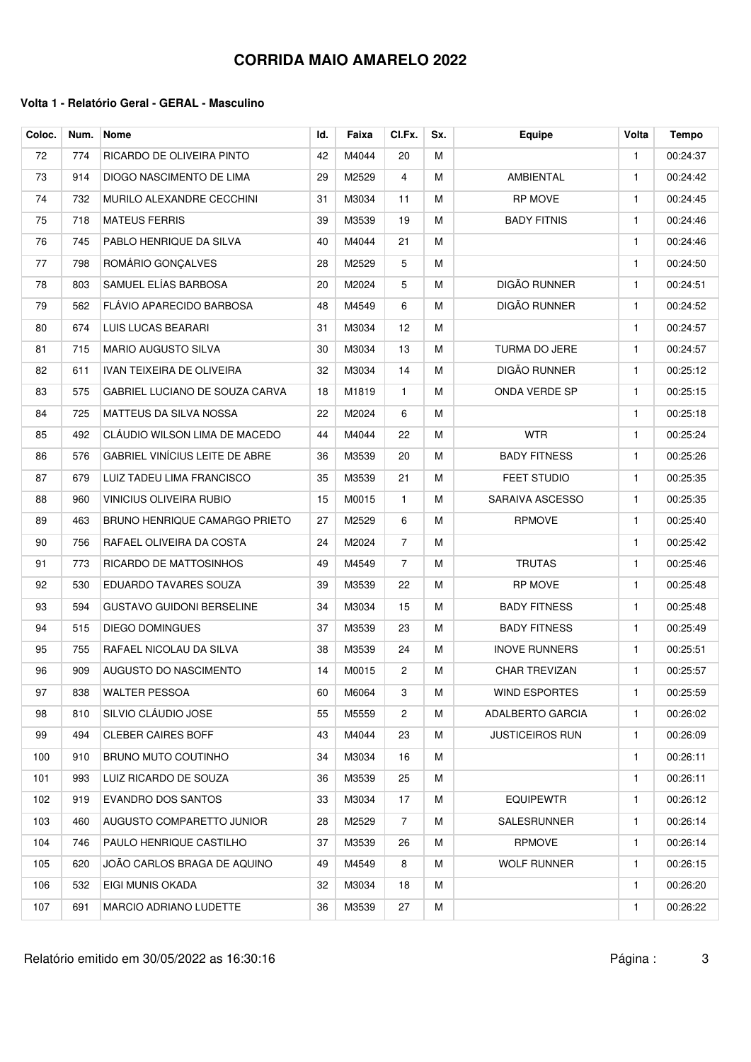# CORRIDA MAIO AMARELO 2022

### Volta 1 - Relatório Geral - GERAL - Masculino

| Coloc. | Num. | Nome | Id. | Faixa | Cl.Fx. | Sx. | Equipe | Volta | Tempo |
|---|---|---|---|---|---|---|---|---|---|
| 72 | 774 | RICARDO DE OLIVEIRA PINTO | 42 | M4044 | 20 | M | | 1 | 00:24:37 |
| 73 | 914 | DIOGO NASCIMENTO DE LIMA | 29 | M2529 | 4 | M | AMBIENTAL | 1 | 00:24:42 |
| 74 | 732 | MURILO ALEXANDRE CECCHINI | 31 | M3034 | 11 | M | RP MOVE | 1 | 00:24:45 |
| 75 | 718 | MATEUS FERRIS | 39 | M3539 | 19 | M | BADY FITNIS | 1 | 00:24:46 |
| 76 | 745 | PABLO HENRIQUE DA SILVA | 40 | M4044 | 21 | M | | 1 | 00:24:46 |
| 77 | 798 | ROMÁRIO GONÇALVES | 28 | M2529 | 5 | M | | 1 | 00:24:50 |
| 78 | 803 | SAMUEL ELÍAS BARBOSA | 20 | M2024 | 5 | M | DIGÃO RUNNER | 1 | 00:24:51 |
| 79 | 562 | FLÁVIO APARECIDO BARBOSA | 48 | M4549 | 6 | M | DIGÃO RUNNER | 1 | 00:24:52 |
| 80 | 674 | LUIS LUCAS BEARARI | 31 | M3034 | 12 | M | | 1 | 00:24:57 |
| 81 | 715 | MARIO AUGUSTO SILVA | 30 | M3034 | 13 | M | TURMA DO JERE | 1 | 00:24:57 |
| 82 | 611 | IVAN TEIXEIRA DE OLIVEIRA | 32 | M3034 | 14 | M | DIGÃO RUNNER | 1 | 00:25:12 |
| 83 | 575 | GABRIEL LUCIANO DE SOUZA CARVA | 18 | M1819 | 1 | M | ONDA VERDE SP | 1 | 00:25:15 |
| 84 | 725 | MATTEUS DA SILVA NOSSA | 22 | M2024 | 6 | M | | 1 | 00:25:18 |
| 85 | 492 | CLÁUDIO WILSON LIMA DE MACEDO | 44 | M4044 | 22 | M | WTR | 1 | 00:25:24 |
| 86 | 576 | GABRIEL VINÍCIUS LEITE DE ABRE | 36 | M3539 | 20 | M | BADY FITNESS | 1 | 00:25:26 |
| 87 | 679 | LUIZ TADEU LIMA FRANCISCO | 35 | M3539 | 21 | M | FEET STUDIO | 1 | 00:25:35 |
| 88 | 960 | VINICIUS OLIVEIRA RUBIO | 15 | M0015 | 1 | M | SARAIVA ASCESSO | 1 | 00:25:35 |
| 89 | 463 | BRUNO HENRIQUE CAMARGO PRIETO | 27 | M2529 | 6 | M | RPMOVE | 1 | 00:25:40 |
| 90 | 756 | RAFAEL OLIVEIRA DA COSTA | 24 | M2024 | 7 | M | | 1 | 00:25:42 |
| 91 | 773 | RICARDO DE MATTOSINHOS | 49 | M4549 | 7 | M | TRUTAS | 1 | 00:25:46 |
| 92 | 530 | EDUARDO TAVARES SOUZA | 39 | M3539 | 22 | M | RP MOVE | 1 | 00:25:48 |
| 93 | 594 | GUSTAVO GUIDONI BERSELINE | 34 | M3034 | 15 | M | BADY FITNESS | 1 | 00:25:48 |
| 94 | 515 | DIEGO DOMINGUES | 37 | M3539 | 23 | M | BADY FITNESS | 1 | 00:25:49 |
| 95 | 755 | RAFAEL NICOLAU DA SILVA | 38 | M3539 | 24 | M | INOVE RUNNERS | 1 | 00:25:51 |
| 96 | 909 | AUGUSTO DO NASCIMENTO | 14 | M0015 | 2 | M | CHAR TREVIZAN | 1 | 00:25:57 |
| 97 | 838 | WALTER PESSOA | 60 | M6064 | 3 | M | WIND ESPORTES | 1 | 00:25:59 |
| 98 | 810 | SILVIO CLÁUDIO JOSE | 55 | M5559 | 2 | M | ADALBERTO GARCIA | 1 | 00:26:02 |
| 99 | 494 | CLEBER CAIRES BOFF | 43 | M4044 | 23 | M | JUSTICEIROS RUN | 1 | 00:26:09 |
| 100 | 910 | BRUNO MUTO COUTINHO | 34 | M3034 | 16 | M | | 1 | 00:26:11 |
| 101 | 993 | LUIZ RICARDO DE SOUZA | 36 | M3539 | 25 | M | | 1 | 00:26:11 |
| 102 | 919 | EVANDRO DOS SANTOS | 33 | M3034 | 17 | M | EQUIPEWTR | 1 | 00:26:12 |
| 103 | 460 | AUGUSTO COMPARETTO JUNIOR | 28 | M2529 | 7 | M | SALESRUNNER | 1 | 00:26:14 |
| 104 | 746 | PAULO HENRIQUE CASTILHO | 37 | M3539 | 26 | M | RPMOVE | 1 | 00:26:14 |
| 105 | 620 | JOÃO CARLOS BRAGA DE AQUINO | 49 | M4549 | 8 | M | WOLF RUNNER | 1 | 00:26:15 |
| 106 | 532 | EIGI MUNIS OKADA | 32 | M3034 | 18 | M | | 1 | 00:26:20 |
| 107 | 691 | MARCIO ADRIANO LUDETTE | 36 | M3539 | 27 | M | | 1 | 00:26:22 |

Relatório emitido em 30/05/2022 as 16:30:16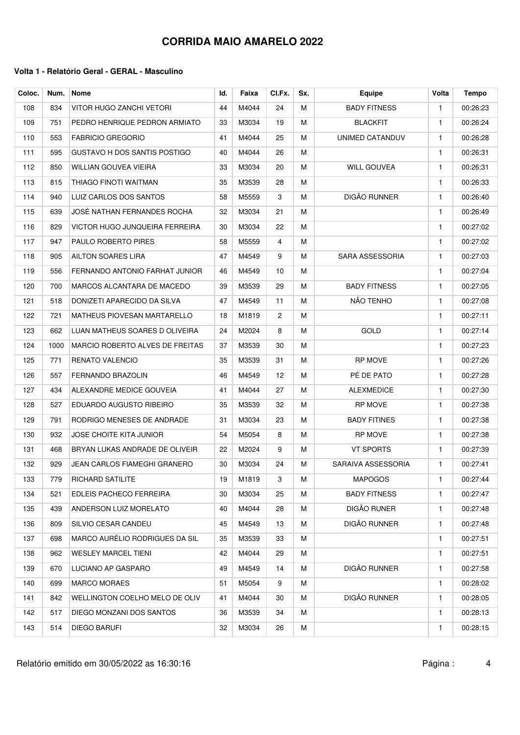# CORRIDA MAIO AMARELO 2022

**Volta 1 - Relatório Geral - GERAL - Masculino**

| Coloc. | Num. | Nome | Id. | Faixa | Cl.Fx. | Sx. | Equipe | Volta | Tempo |
|---|---|---|---|---|---|---|---|---|---|
| 108 | 834 | VITOR HUGO ZANCHI VETORI | 44 | M4044 | 24 | M | BADY FITNESS | 1 | 00:26:23 |
| 109 | 751 | PEDRO HENRIQUE PEDRON ARMIATO | 33 | M3034 | 19 | M | BLACKFIT | 1 | 00:26:24 |
| 110 | 553 | FABRICIO GREGORIO | 41 | M4044 | 25 | M | UNIMED CATANDUV | 1 | 00:26:28 |
| 111 | 595 | GUSTAVO H DOS SANTIS POSTIGO | 40 | M4044 | 26 | M | | 1 | 00:26:31 |
| 112 | 850 | WILLIAN GOUVEA VIEIRA | 33 | M3034 | 20 | M | WILL GOUVEA | 1 | 00:26:31 |
| 113 | 815 | THIAGO FINOTI WAITMAN | 35 | M3539 | 28 | M | | 1 | 00:26:33 |
| 114 | 940 | LUIZ CARLOS DOS SANTOS | 58 | M5559 | 3 | M | DIGÃO RUNNER | 1 | 00:26:40 |
| 115 | 639 | JOSÉ NATHAN FERNANDES ROCHA | 32 | M3034 | 21 | M | | 1 | 00:26:49 |
| 116 | 829 | VICTOR HUGO JUNQUEIRA FERREIRA | 30 | M3034 | 22 | M | | 1 | 00:27:02 |
| 117 | 947 | PAULO ROBERTO PIRES | 58 | M5559 | 4 | M | | 1 | 00:27:02 |
| 118 | 905 | AILTON SOARES LIRA | 47 | M4549 | 9 | M | SARA ASSESSORIA | 1 | 00:27:03 |
| 119 | 556 | FERNANDO ANTONIO FARHAT JUNIOR | 46 | M4549 | 10 | M | | 1 | 00:27:04 |
| 120 | 700 | MARCOS ALCANTARA DE MACEDO | 39 | M3539 | 29 | M | BADY FITNESS | 1 | 00:27:05 |
| 121 | 518 | DONIZETI APARECIDO DA SILVA | 47 | M4549 | 11 | M | NÃO TENHO | 1 | 00:27:08 |
| 122 | 721 | MATHEUS PIOVESAN MARTARELLO | 18 | M1819 | 2 | M | | 1 | 00:27:11 |
| 123 | 662 | LUAN MATHEUS SOARES D OLIVEIRA | 24 | M2024 | 8 | M | GOLD | 1 | 00:27:14 |
| 124 | 1000 | MARCIO ROBERTO ALVES DE FREITAS | 37 | M3539 | 30 | M | | 1 | 00:27:23 |
| 125 | 771 | RENATO VALENCIO | 35 | M3539 | 31 | M | RP MOVE | 1 | 00:27:26 |
| 126 | 557 | FERNANDO BRAZOLIN | 46 | M4549 | 12 | M | PÉ DE PATO | 1 | 00:27:28 |
| 127 | 434 | ALEXANDRE MEDICE GOUVEIA | 41 | M4044 | 27 | M | ALEXMEDICE | 1 | 00:27:30 |
| 128 | 527 | EDUARDO AUGUSTO RIBEIRO | 35 | M3539 | 32 | M | RP MOVE | 1 | 00:27:38 |
| 129 | 791 | RODRIGO MENESES DE ANDRADE | 31 | M3034 | 23 | M | BADY FITINES | 1 | 00:27:38 |
| 130 | 932 | JOSE CHOITE KITA JUNIOR | 54 | M5054 | 8 | M | RP MOVE | 1 | 00:27:38 |
| 131 | 468 | BRYAN LUKAS ANDRADE DE OLIVEIR | 22 | M2024 | 9 | M | VT SPORTS | 1 | 00:27:39 |
| 132 | 929 | JEAN CARLOS FIAMEGHI GRANERO | 30 | M3034 | 24 | M | SARAIVA ASSESSORIA | 1 | 00:27:41 |
| 133 | 779 | RICHARD SATILITE | 19 | M1819 | 3 | M | MAPOGOS | 1 | 00:27:44 |
| 134 | 521 | EDLEIS PACHECO FERREIRA | 30 | M3034 | 25 | M | BADY FITNESS | 1 | 00:27:47 |
| 135 | 439 | ANDERSON LUIZ MORELATO | 40 | M4044 | 28 | M | DIGÃO RUNER | 1 | 00:27:48 |
| 136 | 809 | SILVIO CESAR CANDEU | 45 | M4549 | 13 | M | DIGÃO RUNNER | 1 | 00:27:48 |
| 137 | 698 | MARCO AURÉLIO RODRIGUES DA SIL | 35 | M3539 | 33 | M | | 1 | 00:27:51 |
| 138 | 962 | WESLEY MARCEL TIENI | 42 | M4044 | 29 | M | | 1 | 00:27:51 |
| 139 | 670 | LUCIANO AP GASPARO | 49 | M4549 | 14 | M | DIGÃO RUNNER | 1 | 00:27:58 |
| 140 | 699 | MARCO MORAES | 51 | M5054 | 9 | M | | 1 | 00:28:02 |
| 141 | 842 | WELLINGTON COELHO MELO DE OLIV | 41 | M4044 | 30 | M | DIGÃO RUNNER | 1 | 00:28:05 |
| 142 | 517 | DIEGO MONZANI DOS SANTOS | 36 | M3539 | 34 | M | | 1 | 00:28:13 |
| 143 | 514 | DIEGO BARUFI | 32 | M3034 | 26 | M | | 1 | 00:28:15 |

Relatório emitido em 30/05/2022 as 16:30:16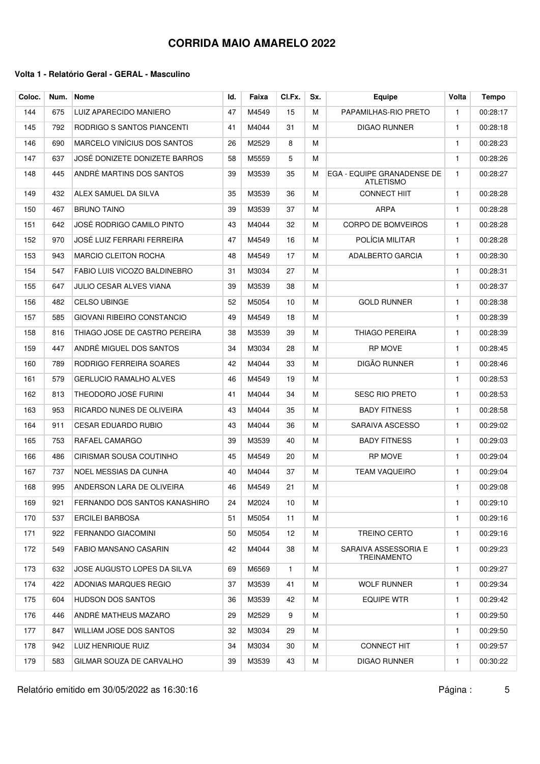# CORRIDA MAIO AMARELO 2022

### Volta 1 - Relatório Geral - GERAL - Masculino

| Coloc. | Num. | Nome | Id. | Faixa | Cl.Fx. | Sx. | Equipe | Volta | Tempo |
|---|---|---|---|---|---|---|---|---|---|
| 144 | 675 | LUIZ APARECIDO MANIERO | 47 | M4549 | 15 | M | PAPAMILHAS-RIO PRETO | 1 | 00:28:17 |
| 145 | 792 | RODRIGO S SANTOS PIANCENTI | 41 | M4044 | 31 | M | DIGAO RUNNER | 1 | 00:28:18 |
| 146 | 690 | MARCELO VINÍCIUS DOS SANTOS | 26 | M2529 | 8 | M | | 1 | 00:28:23 |
| 147 | 637 | JOSÉ DONIZETE DONIZETE BARROS | 58 | M5559 | 5 | M | | 1 | 00:28:26 |
| 148 | 445 | ANDRÉ MARTINS DOS SANTOS | 39 | M3539 | 35 | M | EGA - EQUIPE GRANADENSE DE ATLETISMO | 1 | 00:28:27 |
| 149 | 432 | ALEX SAMUEL DA SILVA | 35 | M3539 | 36 | M | CONNECT HIIT | 1 | 00:28:28 |
| 150 | 467 | BRUNO TAINO | 39 | M3539 | 37 | M | ARPA | 1 | 00:28:28 |
| 151 | 642 | JOSÉ RODRIGO CAMILO PINTO | 43 | M4044 | 32 | M | CORPO DE BOMVEIROS | 1 | 00:28:28 |
| 152 | 970 | JOSÉ LUIZ FERRARI FERREIRA | 47 | M4549 | 16 | M | POLÍCIA MILITAR | 1 | 00:28:28 |
| 153 | 943 | MARCIO CLEITON ROCHA | 48 | M4549 | 17 | M | ADALBERTO GARCIA | 1 | 00:28:30 |
| 154 | 547 | FABIO LUIS VICOZO BALDINEBRO | 31 | M3034 | 27 | M | | 1 | 00:28:31 |
| 155 | 647 | JULIO CESAR ALVES VIANA | 39 | M3539 | 38 | M | | 1 | 00:28:37 |
| 156 | 482 | CELSO UBINGE | 52 | M5054 | 10 | M | GOLD RUNNER | 1 | 00:28:38 |
| 157 | 585 | GIOVANI RIBEIRO CONSTANCIO | 49 | M4549 | 18 | M | | 1 | 00:28:39 |
| 158 | 816 | THIAGO JOSE DE CASTRO PEREIRA | 38 | M3539 | 39 | M | THIAGO PEREIRA | 1 | 00:28:39 |
| 159 | 447 | ANDRÉ MIGUEL DOS SANTOS | 34 | M3034 | 28 | M | RP MOVE | 1 | 00:28:45 |
| 160 | 789 | RODRIGO FERREIRA SOARES | 42 | M4044 | 33 | M | DIGÃO RUNNER | 1 | 00:28:46 |
| 161 | 579 | GERLUCIO RAMALHO ALVES | 46 | M4549 | 19 | M | | 1 | 00:28:53 |
| 162 | 813 | THEODORO JOSÉ FURINI | 41 | M4044 | 34 | M | SESC RIO PRETO | 1 | 00:28:53 |
| 163 | 953 | RICARDO NUNES DE OLIVEIRA | 43 | M4044 | 35 | M | BADY FITNESS | 1 | 00:28:58 |
| 164 | 911 | CESAR EDUARDO RUBIO | 43 | M4044 | 36 | M | SARAIVA ASCESSO | 1 | 00:29:02 |
| 165 | 753 | RAFAEL CAMARGO | 39 | M3539 | 40 | M | BADY FITNESS | 1 | 00:29:03 |
| 166 | 486 | CIRISMAR SOUSA COUTINHO | 45 | M4549 | 20 | M | RP MOVE | 1 | 00:29:04 |
| 167 | 737 | NOEL MESSIAS DA CUNHA | 40 | M4044 | 37 | M | TEAM VAQUEIRO | 1 | 00:29:04 |
| 168 | 995 | ANDERSON LARA DE OLIVEIRA | 46 | M4549 | 21 | M | | 1 | 00:29:08 |
| 169 | 921 | FERNANDO DOS SANTOS KANASHIRO | 24 | M2024 | 10 | M | | 1 | 00:29:10 |
| 170 | 537 | ERCILEI BARBOSA | 51 | M5054 | 11 | M | | 1 | 00:29:16 |
| 171 | 922 | FERNANDO GIACOMINI | 50 | M5054 | 12 | M | TREINO CERTO | 1 | 00:29:16 |
| 172 | 549 | FABIO MANSANO CASARIN | 42 | M4044 | 38 | M | SARAIVA ASSESSORIA E TREINAMENTO | 1 | 00:29:23 |
| 173 | 632 | JOSE AUGUSTO LOPES DA SILVA | 69 | M6569 | 1 | M | | 1 | 00:29:27 |
| 174 | 422 | ADONIAS MARQUES REGIO | 37 | M3539 | 41 | M | WOLF RUNNER | 1 | 00:29:34 |
| 175 | 604 | HUDSON DOS SANTOS | 36 | M3539 | 42 | M | EQUIPE WTR | 1 | 00:29:42 |
| 176 | 446 | ANDRÉ MATHEUS MAZARO | 29 | M2529 | 9 | M | | 1 | 00:29:50 |
| 177 | 847 | WILLIAM JOSE DOS SANTOS | 32 | M3034 | 29 | M | | 1 | 00:29:50 |
| 178 | 942 | LUIZ HENRIQUE RUIZ | 34 | M3034 | 30 | M | CONNECT HIT | 1 | 00:29:57 |
| 179 | 583 | GILMAR SOUZA DE CARVALHO | 39 | M3539 | 43 | M | DIGAO RUNNER | 1 | 00:30:22 |

Relatório emitido em 30/05/2022 as 16:30:16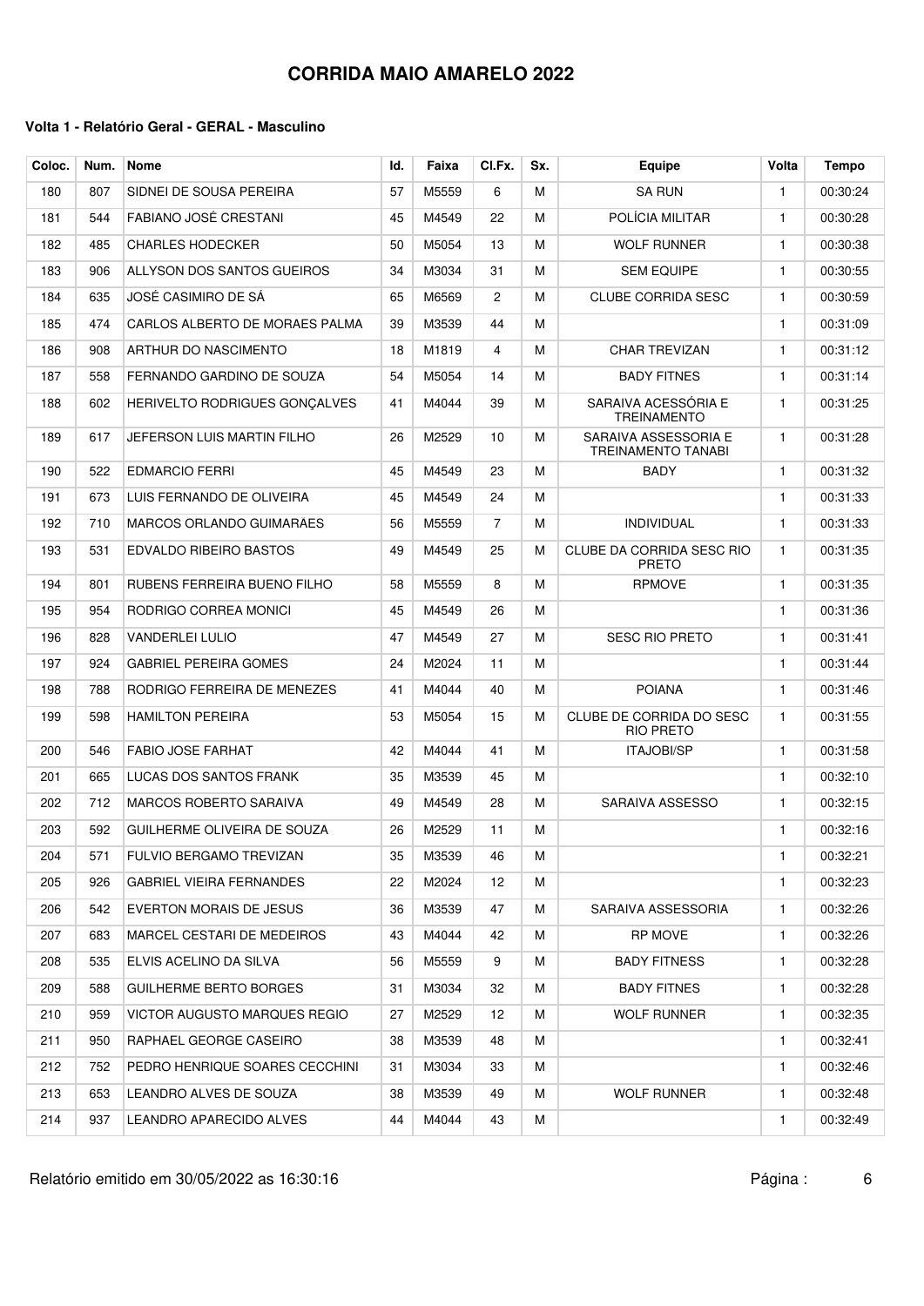# CORRIDA MAIO AMARELO 2022

**Volta 1 - Relatório Geral - GERAL - Masculino**

| Coloc. | Num. | Nome | Id. | Faixa | Cl.Fx. | Sx. | Equipe | Volta | Tempo |
|---|---|---|---|---|---|---|---|---|---|
| 180 | 807 | SIDNEI DE SOUSA PEREIRA | 57 | M5559 | 6 | M | SA RUN | 1 | 00:30:24 |
| 181 | 544 | FABIANO JOSÉ CRESTANI | 45 | M4549 | 22 | M | POLÍCIA MILITAR | 1 | 00:30:28 |
| 182 | 485 | CHARLES HODECKER | 50 | M5054 | 13 | M | WOLF RUNNER | 1 | 00:30:38 |
| 183 | 906 | ALLYSON DOS SANTOS GUEIROS | 34 | M3034 | 31 | M | SEM EQUIPE | 1 | 00:30:55 |
| 184 | 635 | JOSÉ CASIMIRO DE SÁ | 65 | M6569 | 2 | M | CLUBE CORRIDA SESC | 1 | 00:30:59 |
| 185 | 474 | CARLOS ALBERTO DE MORAES PALMA | 39 | M3539 | 44 | M | | 1 | 00:31:09 |
| 186 | 908 | ARTHUR DO NASCIMENTO | 18 | M1819 | 4 | M | CHAR TREVIZAN | 1 | 00:31:12 |
| 187 | 558 | FERNANDO GARDINO DE SOUZA | 54 | M5054 | 14 | M | BADY FITNES | 1 | 00:31:14 |
| 188 | 602 | HERIVELTO RODRIGUES GONÇALVES | 41 | M4044 | 39 | M | SARAIVA ACESSÓRIA E TREINAMENTO | 1 | 00:31:25 |
| 189 | 617 | JEFERSON LUIS MARTIN FILHO | 26 | M2529 | 10 | M | SARAIVA ASSESSORIA E TREINAMENTO TANABI | 1 | 00:31:28 |
| 190 | 522 | EDMARCIO FERRI | 45 | M4549 | 23 | M | BADY | 1 | 00:31:32 |
| 191 | 673 | LUIS FERNANDO DE OLIVEIRA | 45 | M4549 | 24 | M | | 1 | 00:31:33 |
| 192 | 710 | MARCOS ORLANDO GUIMARAES | 56 | M5559 | 7 | M | INDIVIDUAL | 1 | 00:31:33 |
| 193 | 531 | EDVALDO RIBEIRO BASTOS | 49 | M4549 | 25 | M | CLUBE DA CORRIDA SESC RIO PRETO | 1 | 00:31:35 |
| 194 | 801 | RUBENS FERREIRA BUENO FILHO | 58 | M5559 | 8 | M | RPMOVE | 1 | 00:31:35 |
| 195 | 954 | RODRIGO CORREA MONICI | 45 | M4549 | 26 | M | | 1 | 00:31:36 |
| 196 | 828 | VANDERLEI LULIO | 47 | M4549 | 27 | M | SESC RIO PRETO | 1 | 00:31:41 |
| 197 | 924 | GABRIEL PEREIRA GOMES | 24 | M2024 | 11 | M | | 1 | 00:31:44 |
| 198 | 788 | RODRIGO FERREIRA DE MENEZES | 41 | M4044 | 40 | M | POIANA | 1 | 00:31:46 |
| 199 | 598 | HAMILTON PEREIRA | 53 | M5054 | 15 | M | CLUBE DE CORRIDA DO SESC RIO PRETO | 1 | 00:31:55 |
| 200 | 546 | FABIO JOSE FARHAT | 42 | M4044 | 41 | M | ITAJOBI/SP | 1 | 00:31:58 |
| 201 | 665 | LUCAS DOS SANTOS FRANK | 35 | M3539 | 45 | M | | 1 | 00:32:10 |
| 202 | 712 | MARCOS ROBERTO SARAIVA | 49 | M4549 | 28 | M | SARAIVA ASSESSO | 1 | 00:32:15 |
| 203 | 592 | GUILHERME OLIVEIRA DE SOUZA | 26 | M2529 | 11 | M | | 1 | 00:32:16 |
| 204 | 571 | FULVIO BERGAMO TREVIZAN | 35 | M3539 | 46 | M | | 1 | 00:32:21 |
| 205 | 926 | GABRIEL VIEIRA FERNANDES | 22 | M2024 | 12 | M | | 1 | 00:32:23 |
| 206 | 542 | EVERTON MORAIS DE JESUS | 36 | M3539 | 47 | M | SARAIVA ASSESSORIA | 1 | 00:32:26 |
| 207 | 683 | MARCEL CESTARI DE MEDEIROS | 43 | M4044 | 42 | M | RP MOVE | 1 | 00:32:26 |
| 208 | 535 | ELVIS ACELINO DA SILVA | 56 | M5559 | 9 | M | BADY FITNESS | 1 | 00:32:28 |
| 209 | 588 | GUILHERME BERTO BORGES | 31 | M3034 | 32 | M | BADY FITNES | 1 | 00:32:28 |
| 210 | 959 | VICTOR AUGUSTO MARQUES REGIO | 27 | M2529 | 12 | M | WOLF RUNNER | 1 | 00:32:35 |
| 211 | 950 | RAPHAEL GEORGE CASEIRO | 38 | M3539 | 48 | M | | 1 | 00:32:41 |
| 212 | 752 | PEDRO HENRIQUE SOARES CECCHINI | 31 | M3034 | 33 | M | | 1 | 00:32:46 |
| 213 | 653 | LEANDRO ALVES DE SOUZA | 38 | M3539 | 49 | M | WOLF RUNNER | 1 | 00:32:48 |
| 214 | 937 | LEANDRO APARECIDO ALVES | 44 | M4044 | 43 | M | | 1 | 00:32:49 |

Relatório emitido em 30/05/2022 as 16:30:16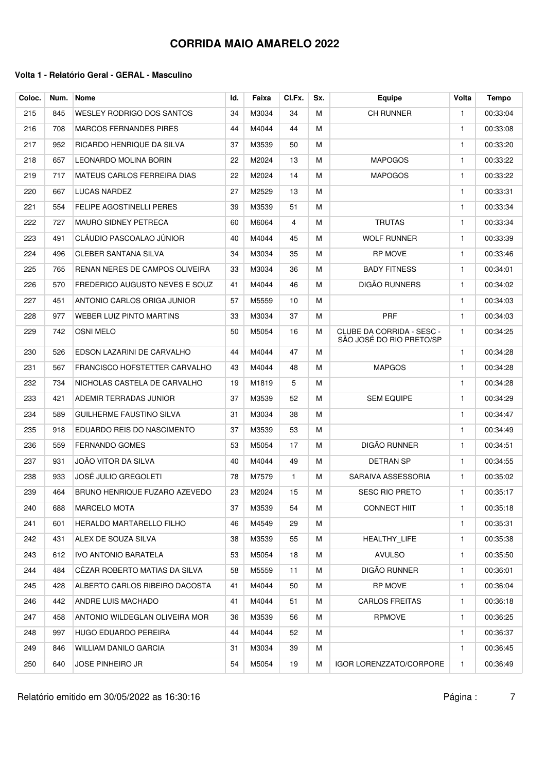# CORRIDA MAIO AMARELO 2022

### Volta 1 - Relatório Geral - GERAL - Masculino

| Coloc. | Num. | Nome | Id. | Faixa | Cl.Fx. | Sx. | Equipe | Volta | Tempo |
|---|---|---|---|---|---|---|---|---|---|
| 215 | 845 | WESLEY RODRIGO DOS SANTOS | 34 | M3034 | 34 | M | CH RUNNER | 1 | 00:33:04 |
| 216 | 708 | MARCOS FERNANDES PIRES | 44 | M4044 | 44 | M | | 1 | 00:33:08 |
| 217 | 952 | RICARDO HENRIQUE DA SILVA | 37 | M3539 | 50 | M | | 1 | 00:33:20 |
| 218 | 657 | LEONARDO MOLINA BORIN | 22 | M2024 | 13 | M | MAPOGOS | 1 | 00:33:22 |
| 219 | 717 | MATEUS CARLOS FERREIRA DIAS | 22 | M2024 | 14 | M | MAPOGOS | 1 | 00:33:22 |
| 220 | 667 | LUCAS NARDEZ | 27 | M2529 | 13 | M | | 1 | 00:33:31 |
| 221 | 554 | FELIPE AGOSTINELLI PERES | 39 | M3539 | 51 | M | | 1 | 00:33:34 |
| 222 | 727 | MAURO SIDNEY PETRECA | 60 | M6064 | 4 | M | TRUTAS | 1 | 00:33:34 |
| 223 | 491 | CLÁUDIO PASCOALAO JÚNIOR | 40 | M4044 | 45 | M | WOLF RUNNER | 1 | 00:33:39 |
| 224 | 496 | CLEBER SANTANA SILVA | 34 | M3034 | 35 | M | RP MOVE | 1 | 00:33:46 |
| 225 | 765 | RENAN NERES DE CAMPOS OLIVEIRA | 33 | M3034 | 36 | M | BADY FITNESS | 1 | 00:34:01 |
| 226 | 570 | FREDERICO AUGUSTO NEVES E SOUZ | 41 | M4044 | 46 | M | DIGÃO RUNNERS | 1 | 00:34:02 |
| 227 | 451 | ANTONIO CARLOS ORIGA JUNIOR | 57 | M5559 | 10 | M | | 1 | 00:34:03 |
| 228 | 977 | WEBER LUIZ PINTO MARTINS | 33 | M3034 | 37 | M | PRF | 1 | 00:34:03 |
| 229 | 742 | OSNI MELO | 50 | M5054 | 16 | M | CLUBE DA CORRIDA - SESC - SÃO JOSÉ DO RIO PRETO/SP | 1 | 00:34:25 |
| 230 | 526 | EDSON LAZARINI DE CARVALHO | 44 | M4044 | 47 | M | | 1 | 00:34:28 |
| 231 | 567 | FRANCISCO HOFSTETTER CARVALHO | 43 | M4044 | 48 | M | MAPGOS | 1 | 00:34:28 |
| 232 | 734 | NICHOLAS CASTELA DE CARVALHO | 19 | M1819 | 5 | M | | 1 | 00:34:28 |
| 233 | 421 | ADEMIR TERRADAS JUNIOR | 37 | M3539 | 52 | M | SEM EQUIPE | 1 | 00:34:29 |
| 234 | 589 | GUILHERME FAUSTINO SILVA | 31 | M3034 | 38 | M | | 1 | 00:34:47 |
| 235 | 918 | EDUARDO REIS DO NASCIMENTO | 37 | M3539 | 53 | M | | 1 | 00:34:49 |
| 236 | 559 | FERNANDO GOMES | 53 | M5054 | 17 | M | DIGÃO RUNNER | 1 | 00:34:51 |
| 237 | 931 | JOÃO VITOR DA SILVA | 40 | M4044 | 49 | M | DETRAN SP | 1 | 00:34:55 |
| 238 | 933 | JOSÉ JULIO GREGOLETI | 78 | M7579 | 1 | M | SARAIVA ASSESSORIA | 1 | 00:35:02 |
| 239 | 464 | BRUNO HENRIQUE FUZARO AZEVEDO | 23 | M2024 | 15 | M | SESC RIO PRETO | 1 | 00:35:17 |
| 240 | 688 | MARCELO MOTA | 37 | M3539 | 54 | M | CONNECT HIIT | 1 | 00:35:18 |
| 241 | 601 | HERALDO MARTARELLO FILHO | 46 | M4549 | 29 | M | | 1 | 00:35:31 |
| 242 | 431 | ALEX DE SOUZA SILVA | 38 | M3539 | 55 | M | HEALTHY_LIFE | 1 | 00:35:38 |
| 243 | 612 | IVO ANTONIO BARATELA | 53 | M5054 | 18 | M | AVULSO | 1 | 00:35:50 |
| 244 | 484 | CÉZAR ROBERTO MATIAS DA SILVA | 58 | M5559 | 11 | M | DIGÃO RUNNER | 1 | 00:36:01 |
| 245 | 428 | ALBERTO CARLOS RIBEIRO DACOSTA | 41 | M4044 | 50 | M | RP MOVE | 1 | 00:36:04 |
| 246 | 442 | ANDRE LUIS MACHADO | 41 | M4044 | 51 | M | CARLOS FREITAS | 1 | 00:36:18 |
| 247 | 458 | ANTONIO WILDEGLAN OLIVEIRA MOR | 36 | M3539 | 56 | M | RPMOVE | 1 | 00:36:25 |
| 248 | 997 | HUGO EDUARDO PEREIRA | 44 | M4044 | 52 | M | | 1 | 00:36:37 |
| 249 | 846 | WILLIAM DANILO GARCIA | 31 | M3034 | 39 | M | | 1 | 00:36:45 |
| 250 | 640 | JOSE PINHEIRO JR | 54 | M5054 | 19 | M | IGOR LORENZZATO/CORPORE | 1 | 00:36:49 |

Relatório emitido em 30/05/2022 as 16:30:16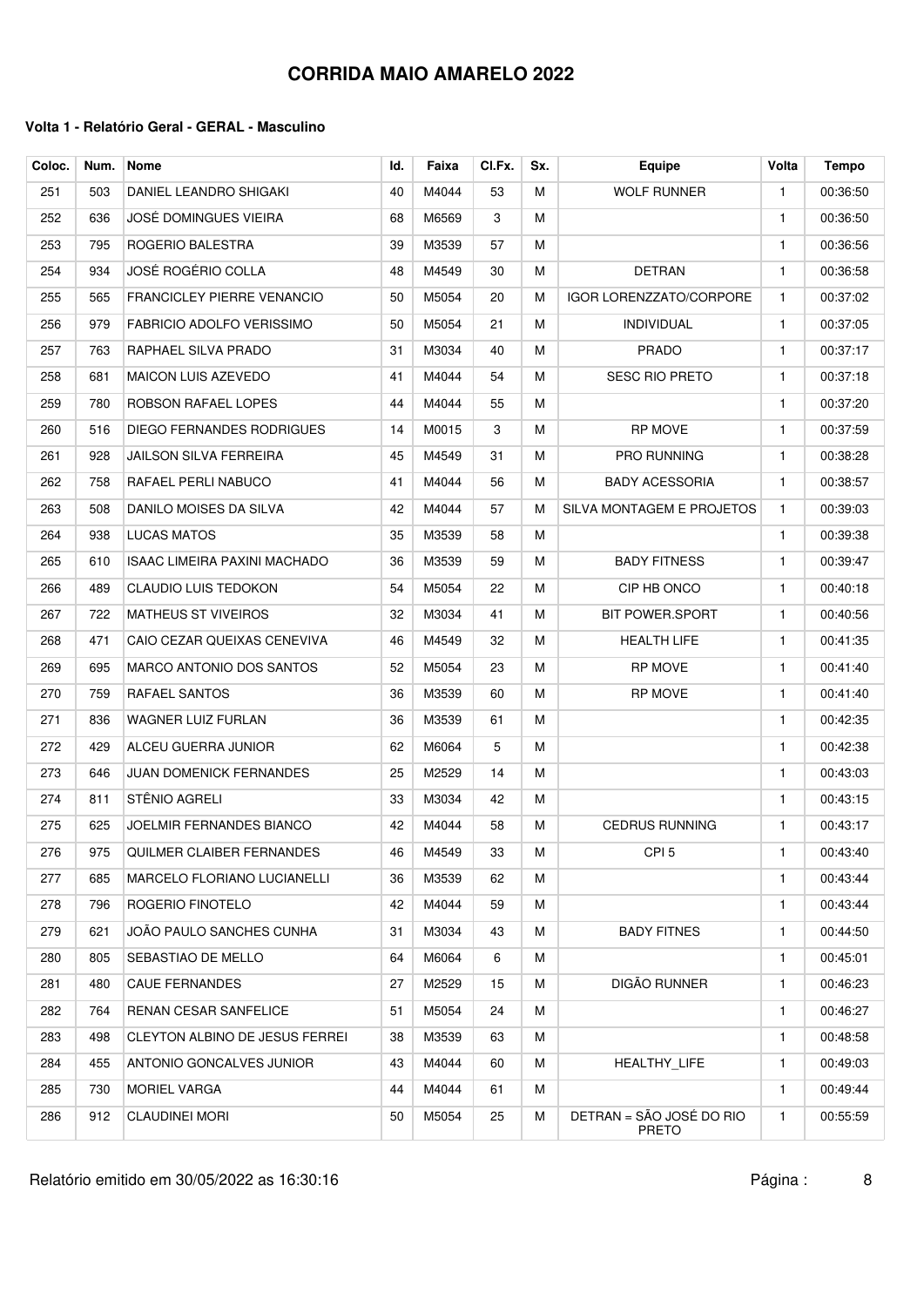# CORRIDA MAIO AMARELO 2022

#### Volta 1 - Relatório Geral - GERAL - Masculino

| Coloc. | Num. | Nome | Id. | Faixa | Cl.Fx. | Sx. | Equipe | Volta | Tempo |
|---|---|---|---|---|---|---|---|---|---|
| 251 | 503 | DANIEL LEANDRO SHIGAKI | 40 | M4044 | 53 | M | WOLF RUNNER | 1 | 00:36:50 |
| 252 | 636 | JOSÉ DOMINGUES VIEIRA | 68 | M6569 | 3 | M | | 1 | 00:36:50 |
| 253 | 795 | ROGERIO BALESTRA | 39 | M3539 | 57 | M | | 1 | 00:36:56 |
| 254 | 934 | JOSÉ ROGÉRIO COLLA | 48 | M4549 | 30 | M | DETRAN | 1 | 00:36:58 |
| 255 | 565 | FRANCICLEY PIERRE VENANCIO | 50 | M5054 | 20 | M | IGOR LORENZZATO/CORPORE | 1 | 00:37:02 |
| 256 | 979 | FABRICIO ADOLFO VERISSIMO | 50 | M5054 | 21 | M | INDIVIDUAL | 1 | 00:37:05 |
| 257 | 763 | RAPHAEL SILVA PRADO | 31 | M3034 | 40 | M | PRADO | 1 | 00:37:17 |
| 258 | 681 | MAICON LUIS AZEVEDO | 41 | M4044 | 54 | M | SESC RIO PRETO | 1 | 00:37:18 |
| 259 | 780 | ROBSON RAFAEL LOPES | 44 | M4044 | 55 | M | | 1 | 00:37:20 |
| 260 | 516 | DIEGO FERNANDES RODRIGUES | 14 | M0015 | 3 | M | RP MOVE | 1 | 00:37:59 |
| 261 | 928 | JAILSON SILVA FERREIRA | 45 | M4549 | 31 | M | PRO RUNNING | 1 | 00:38:28 |
| 262 | 758 | RAFAEL PERLI NABUCO | 41 | M4044 | 56 | M | BADY ACESSORIA | 1 | 00:38:57 |
| 263 | 508 | DANILO MOISES DA SILVA | 42 | M4044 | 57 | M | SILVA MONTAGEM E PROJETOS | 1 | 00:39:03 |
| 264 | 938 | LUCAS MATOS | 35 | M3539 | 58 | M | | 1 | 00:39:38 |
| 265 | 610 | ISAAC LIMEIRA PAXINI MACHADO | 36 | M3539 | 59 | M | BADY FITNESS | 1 | 00:39:47 |
| 266 | 489 | CLAUDIO LUIS TEDOKON | 54 | M5054 | 22 | M | CIP HB ONCO | 1 | 00:40:18 |
| 267 | 722 | MATHEUS ST VIVEIROS | 32 | M3034 | 41 | M | BIT POWER.SPORT | 1 | 00:40:56 |
| 268 | 471 | CAIO CEZAR QUEIXAS CENEVIVA | 46 | M4549 | 32 | M | HEALTH LIFE | 1 | 00:41:35 |
| 269 | 695 | MARCO ANTONIO DOS SANTOS | 52 | M5054 | 23 | M | RP MOVE | 1 | 00:41:40 |
| 270 | 759 | RAFAEL SANTOS | 36 | M3539 | 60 | M | RP MOVE | 1 | 00:41:40 |
| 271 | 836 | WAGNER LUIZ FURLAN | 36 | M3539 | 61 | M | | 1 | 00:42:35 |
| 272 | 429 | ALCEU GUERRA JUNIOR | 62 | M6064 | 5 | M | | 1 | 00:42:38 |
| 273 | 646 | JUAN DOMENICK FERNANDES | 25 | M2529 | 14 | M | | 1 | 00:43:03 |
| 274 | 811 | STÊNIO AGRELI | 33 | M3034 | 42 | M | | 1 | 00:43:15 |
| 275 | 625 | JOELMIR FERNANDES BIANCO | 42 | M4044 | 58 | M | CEDRUS RUNNING | 1 | 00:43:17 |
| 276 | 975 | QUILMER CLAIBER FERNANDES | 46 | M4549 | 33 | M | CPI 5 | 1 | 00:43:40 |
| 277 | 685 | MARCELO FLORIANO LUCIANELLI | 36 | M3539 | 62 | M | | 1 | 00:43:44 |
| 278 | 796 | ROGERIO FINOTELO | 42 | M4044 | 59 | M | | 1 | 00:43:44 |
| 279 | 621 | JOÃO PAULO SANCHES CUNHA | 31 | M3034 | 43 | M | BADY FITNES | 1 | 00:44:50 |
| 280 | 805 | SEBASTIAO DE MELLO | 64 | M6064 | 6 | M | | 1 | 00:45:01 |
| 281 | 480 | CAUE FERNANDES | 27 | M2529 | 15 | M | DIGÃO RUNNER | 1 | 00:46:23 |
| 282 | 764 | RENAN CESAR SANFELICE | 51 | M5054 | 24 | M | | 1 | 00:46:27 |
| 283 | 498 | CLEYTON ALBINO DE JESUS FERREI | 38 | M3539 | 63 | M | | 1 | 00:48:58 |
| 284 | 455 | ANTONIO GONCALVES JUNIOR | 43 | M4044 | 60 | M | HEALTHY_LIFE | 1 | 00:49:03 |
| 285 | 730 | MORIEL VARGA | 44 | M4044 | 61 | M | | 1 | 00:49:44 |
| 286 | 912 | CLAUDINEI MORI | 50 | M5054 | 25 | M | DETRAN = SÃO JOSÉ DO RIO PRETO | 1 | 00:55:59 |

Relatório emitido em 30/05/2022 as 16:30:16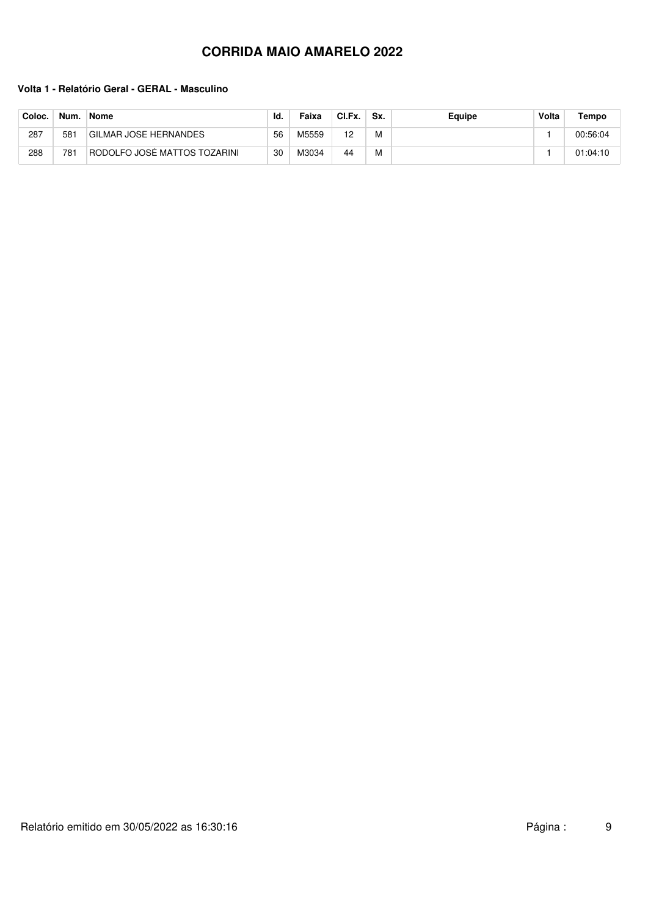# CORRIDA MAIO AMARELO 2022

**Volta 1 - Relatório Geral - GERAL - Masculino**

| Coloc. | Num. | Nome | Id. | Faixa | Cl.Fx. | Sx. | Equipe | Volta | Tempo |
|---|---|---|---|---|---|---|---|---|---|
| 287 | 581 | GILMAR JOSE HERNANDES | 56 | M5559 | 12 | M | | 1 | 00:56:04 |
| 288 | 781 | RODOLFO JOSÉ MATTOS TOZARINI | 30 | M3034 | 44 | M | | 1 | 01:04:10 |

Relatório emitido em 30/05/2022 as 16:30:16